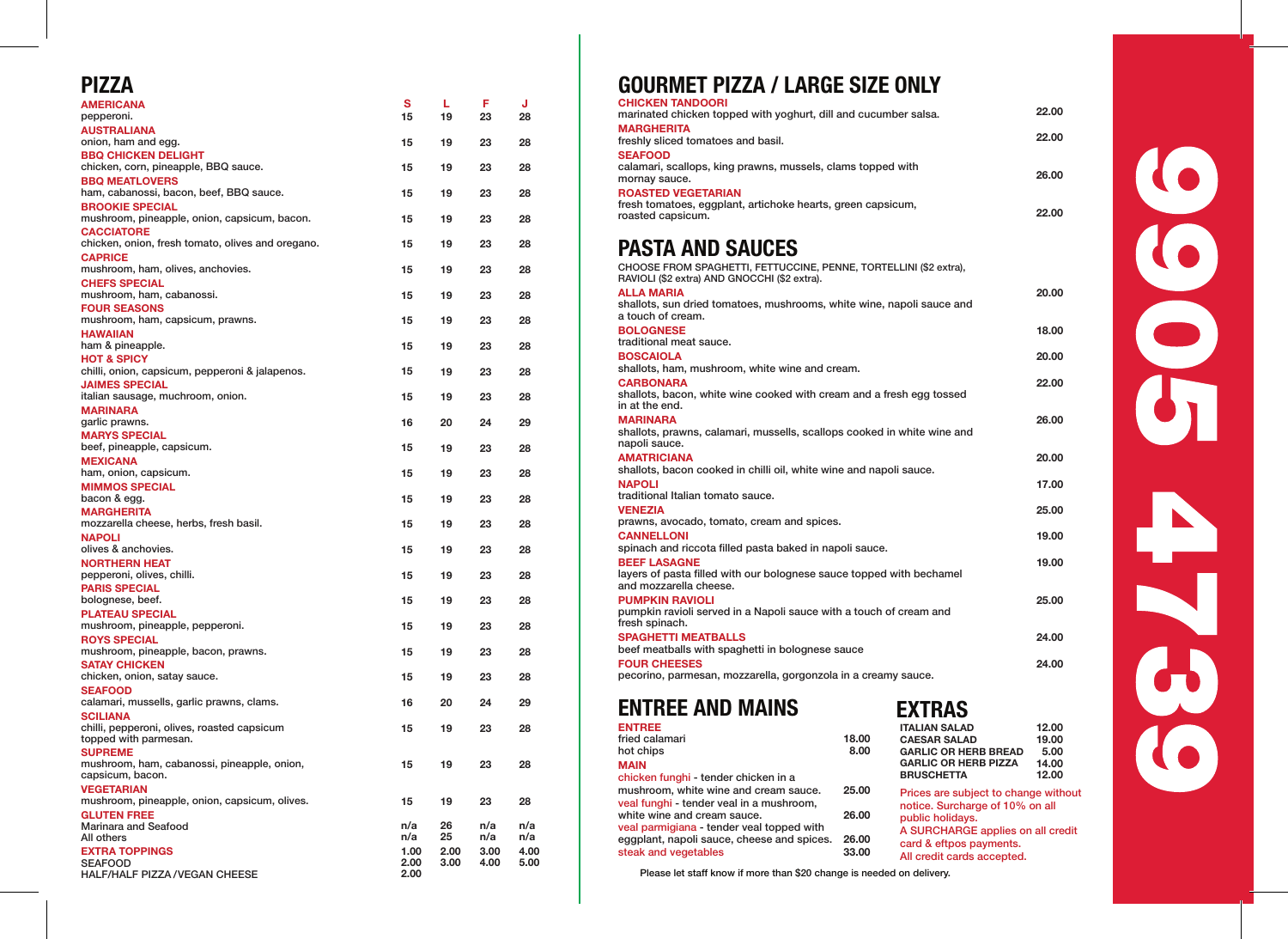# PIZZA

| | S | L | F | J |
|---|---|---|---|---|
| **AMERICANA** pepperoni. | 15 | 19 | 23 | 28 |
| **AUSTRALIANA** onion, ham and egg. | 15 | 19 | 23 | 28 |
| **BBQ CHICKEN DELIGHT** chicken, corn, pineapple, BBQ sauce. | 15 | 19 | 23 | 28 |
| **BBQ MEATLOVERS** ham, cabanossi, bacon, beef, BBQ sauce. | 15 | 19 | 23 | 28 |
| **BROOKIE SPECIAL** mushroom, pineapple, onion, capsicum, bacon. | 15 | 19 | 23 | 28 |
| **CACCIATORE** chicken, onion, fresh tomato, olives and oregano. | 15 | 19 | 23 | 28 |
| **CAPRICE** mushroom, ham, olives, anchovies. | 15 | 19 | 23 | 28 |
| **CHEFS SPECIAL** mushroom, ham, cabanossi. | 15 | 19 | 23 | 28 |
| **FOUR SEASONS** mushroom, ham, capsicum, prawns. | 15 | 19 | 23 | 28 |
| **HAWAIIAN** ham & pineapple. | 15 | 19 | 23 | 28 |
| **HOT & SPICY** chilli, onion, capsicum, pepperoni & jalapenos. | 15 | 19 | 23 | 28 |
| **JAIMES SPECIAL** italian sausage, muchroom, onion. | 15 | 19 | 23 | 28 |
| **MARINARA** garlic prawns. | 16 | 20 | 24 | 29 |
| **MARYS SPECIAL** beef, pineapple, capsicum. | 15 | 19 | 23 | 28 |
| **MEXICANA** ham, onion, capsicum. | 15 | 19 | 23 | 28 |
| **MIMMOS SPECIAL** bacon & egg. | 15 | 19 | 23 | 28 |
| **MARGHERITA** mozzarella cheese, herbs, fresh basil. | 15 | 19 | 23 | 28 |
| **NAPOLI** olives & anchovies. | 15 | 19 | 23 | 28 |
| **NORTHERN HEAT** pepperoni, olives, chilli. | 15 | 19 | 23 | 28 |
| **PARIS SPECIAL** bolognese, beef. | 15 | 19 | 23 | 28 |
| **PLATEAU SPECIAL** mushroom, pineapple, pepperoni. | 15 | 19 | 23 | 28 |
| **ROYS SPECIAL** mushroom, pineapple, bacon, prawns. | 15 | 19 | 23 | 28 |
| **SATAY CHICKEN** chicken, onion, satay sauce. | 15 | 19 | 23 | 28 |
| **SEAFOOD** calamari, mussells, garlic prawns, clams. | 16 | 20 | 24 | 29 |
| **SCILIANA** chilli, pepperoni, olives, roasted capsicum topped with parmesan. | 15 | 19 | 23 | 28 |
| **SUPREME** mushroom, ham, cabanossi, pineapple, onion, capsicum, bacon. | 15 | 19 | 23 | 28 |
| **VEGETARIAN** mushroom, pineapple, onion, capsicum, olives. | 15 | 19 | 23 | 28 |
| **GLUTEN FREE** | | | | |
| Marinara and Seafood | n/a | 26 | n/a | n/a |
| All others | n/a | 25 | n/a | n/a |
| **EXTRA TOPPINGS** | 1.00 | 2.00 | 3.00 | 4.00 |
| SEAFOOD | 2.00 | 3.00 | 4.00 | 5.00 |
| HALF/HALF PIZZA / VEGAN CHEESE | 2.00 | | | |

# GOURMET PIZZA / LARGE SIZE ONLY

| | |
|---|---|
| **CHICKEN TANDOORI** marinated chicken topped with yoghurt, dill and cucumber salsa. | 22.00 |
| **MARGHERITA** freshly sliced tomatoes and basil. | 22.00 |
| **SEAFOOD** calamari, scallops, king prawns, mussels, clams topped with mornay sauce. | 26.00 |
| **ROASTED VEGETARIAN** fresh tomatoes, eggplant, artichoke hearts, green capsicum, roasted capsicum. | 22.00 |

# PASTA AND SAUCES

CHOOSE FROM SPAGHETTI, FETTUCCINE, PENNE, TORTELLINI ($2 extra), RAVIOLI ($2 extra) AND GNOCCHI ($2 extra).

| | |
|---|---|
| **ALLA MARIA** shallots, sun dried tomatoes, mushrooms, white wine, napoli sauce and a touch of cream. | 20.00 |
| **BOLOGNESE** traditional meat sauce. | 18.00 |
| **BOSCAIOLA** shallots, ham, mushroom, white wine and cream. | 20.00 |
| **CARBONARA** shallots, bacon, white wine cooked with cream and a fresh egg tossed in at the end. | 22.00 |
| **MARINARA** shallots, prawns, calamari, mussells, scallops cooked in white wine and napoli sauce. | 26.00 |
| **AMATRICIANA** shallots, bacon cooked in chilli oil, white wine and napoli sauce. | 20.00 |
| **NAPOLI** traditional Italian tomato sauce. | 17.00 |
| **VENEZIA** prawns, avocado, tomato, cream and spices. | 25.00 |
| **CANNELLONI** spinach and riccota filled pasta baked in napoli sauce. | 19.00 |
| **BEEF LASAGNE** layers of pasta filled with our bolognese sauce topped with bechamel and mozzarella cheese. | 19.00 |
| **PUMPKIN RAVIOLI** pumpkin ravioli served in a Napoli sauce with a touch of cream and fresh spinach. | 25.00 |
| **SPAGHETTI MEATBALLS** beef meatballs with spaghetti in bolognese sauce | 24.00 |
| **FOUR CHEESES** pecorino, parmesan, mozzarella, gorgonzola in a creamy sauce. | 24.00 |

# ENTREE AND MAINS

**ENTREE**

| | |
|---|---|
| fried calamari | 18.00 |
| hot chips | 8.00 |

**MAIN**

| | |
|---|---|
| chicken funghi - tender chicken in a mushroom, white wine and cream sauce. | 25.00 |
| veal funghi - tender veal in a mushroom, white wine and cream sauce. | 26.00 |
| veal parmigiana - tender veal topped with eggplant, napoli sauce, cheese and spices. | 26.00 |
| steak and vegetables | 33.00 |

# EXTRAS

| | |
|---|---|
| ITALIAN SALAD | 12.00 |
| CAESAR SALAD | 19.00 |
| GARLIC OR HERB BREAD | 5.00 |
| GARLIC OR HERB PIZZA | 14.00 |
| BRUSCHETTA | 12.00 |

Prices are subject to change without notice. Surcharge of 10% on all public holidays.
A SURCHARGE applies on all credit card & eftpos payments.
All credit cards accepted.

Please let staff know if more than $20 change is needed on delivery.

9905 4739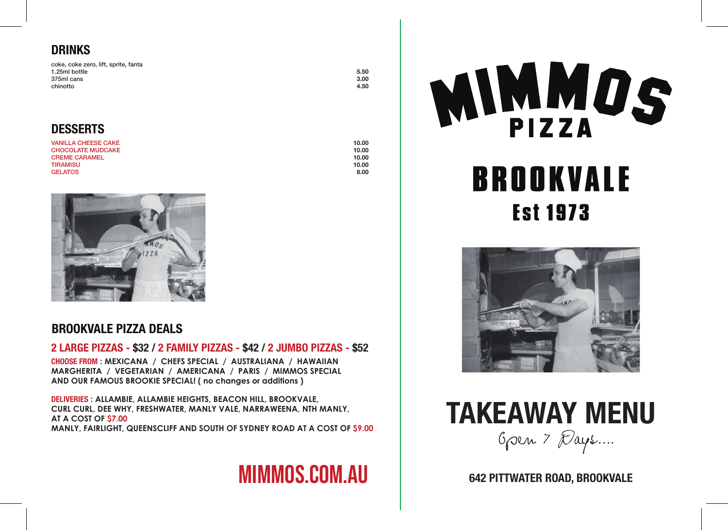## DRINKS

| | |
|---|---|
| coke, coke zero, lift, sprite, fanta | |
| 1.25ml bottle | 5.50 |
| 375ml cans | 3.00 |
| chinotto | 4.50 |

## DESSERTS

| | |
|---|---|
| VANILLA CHEESE CAKE | 10.00 |
| CHOCOLATE MUDCAKE | 10.00 |
| CREME CARAMEL | 10.00 |
| TIRAMISU | 10.00 |
| GELATOS | 8.00 |

## BROOKVALE PIZZA DEALS

**2 LARGE PIZZAS - $32 / 2 FAMILY PIZZAS - $42 / 2 JUMBO PIZZAS - $52**

**CHOOSE FROM : MEXICANA / CHEFS SPECIAL / AUSTRALIANA / HAWAIIAN MARGHERITA / VEGETARIAN / AMERICANA / PARIS / MIMMOS SPECIAL AND OUR FAMOUS BROOKIE SPECIAL! ( no changes or additions )**

**DELIVERIES : ALLAMBIE, ALLAMBIE HEIGHTS, BEACON HILL, BROOKVALE, CURL CURL, DEE WHY, FRESHWATER, MANLY VALE, NARRAWEENA, NTH MANLY, AT A COST OF $7.00**
**MANLY, FAIRLIGHT, QUEENSCLIFF AND SOUTH OF SYDNEY ROAD AT A COST OF $9.00**

## MIMMOS.COM.AU

# MIMMOS PIZZA

## BROOKVALE
## Est 1973

# TAKEAWAY MENU

*Open 7 Days....*

**642 PITTWATER ROAD, BROOKVALE**